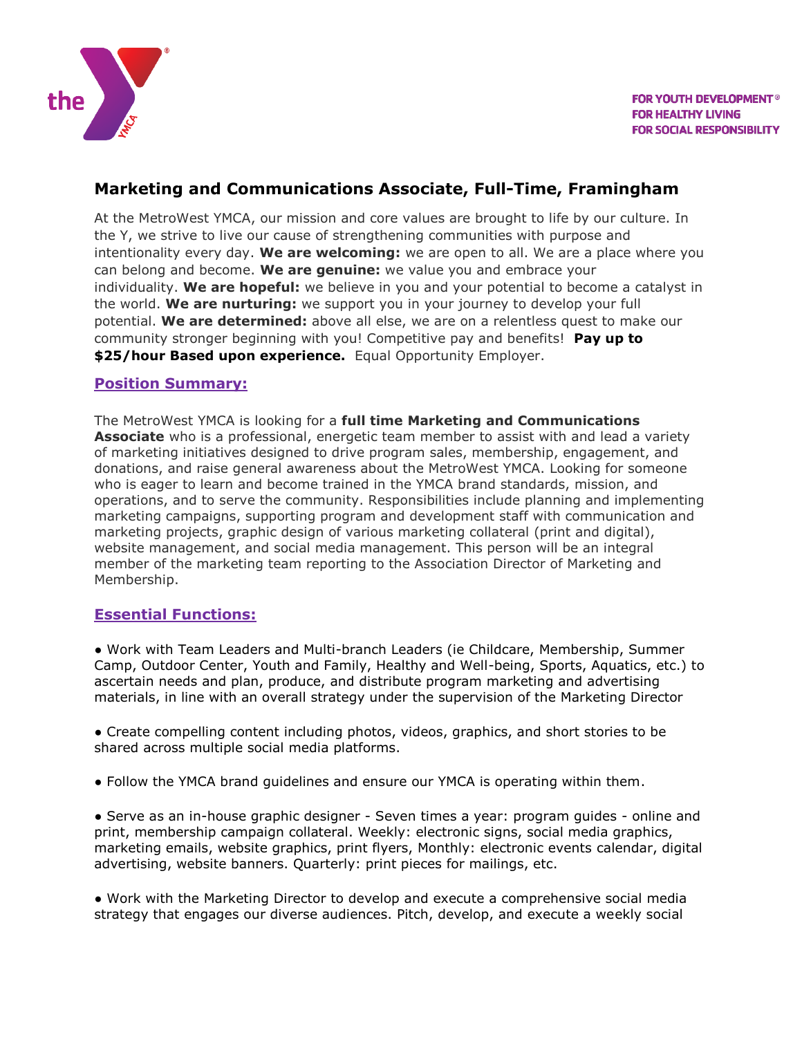FOR YOUTH DEVELOPMENT®
FOR HEALTHY LIVING
FOR SOCIAL RESPONSIBILITY

# Marketing and Communications Associate, Full-Time, Framingham

At the MetroWest YMCA, our mission and core values are brought to life by our culture. In the Y, we strive to live our cause of strengthening communities with purpose and intentionality every day. **We are welcoming:** we are open to all. We are a place where you can belong and become. **We are genuine:** we value you and embrace your individuality. **We are hopeful:** we believe in you and your potential to become a catalyst in the world. **We are nurturing:** we support you in your journey to develop your full potential. **We are determined:** above all else, we are on a relentless quest to make our community stronger beginning with you! Competitive pay and benefits! **Pay up to $25/hour Based upon experience.** Equal Opportunity Employer.

## Position Summary:

The MetroWest YMCA is looking for a **full time Marketing and Communications Associate** who is a professional, energetic team member to assist with and lead a variety of marketing initiatives designed to drive program sales, membership, engagement, and donations, and raise general awareness about the MetroWest YMCA. Looking for someone who is eager to learn and become trained in the YMCA brand standards, mission, and operations, and to serve the community. Responsibilities include planning and implementing marketing campaigns, supporting program and development staff with communication and marketing projects, graphic design of various marketing collateral (print and digital), website management, and social media management. This person will be an integral member of the marketing team reporting to the Association Director of Marketing and Membership.

## Essential Functions:

● Work with Team Leaders and Multi-branch Leaders (ie Childcare, Membership, Summer Camp, Outdoor Center, Youth and Family, Healthy and Well-being, Sports, Aquatics, etc.) to ascertain needs and plan, produce, and distribute program marketing and advertising materials, in line with an overall strategy under the supervision of the Marketing Director

● Create compelling content including photos, videos, graphics, and short stories to be shared across multiple social media platforms.

● Follow the YMCA brand guidelines and ensure our YMCA is operating within them.

● Serve as an in-house graphic designer - Seven times a year: program guides - online and print, membership campaign collateral. Weekly: electronic signs, social media graphics, marketing emails, website graphics, print flyers, Monthly: electronic events calendar, digital advertising, website banners. Quarterly: print pieces for mailings, etc.

● Work with the Marketing Director to develop and execute a comprehensive social media strategy that engages our diverse audiences. Pitch, develop, and execute a weekly social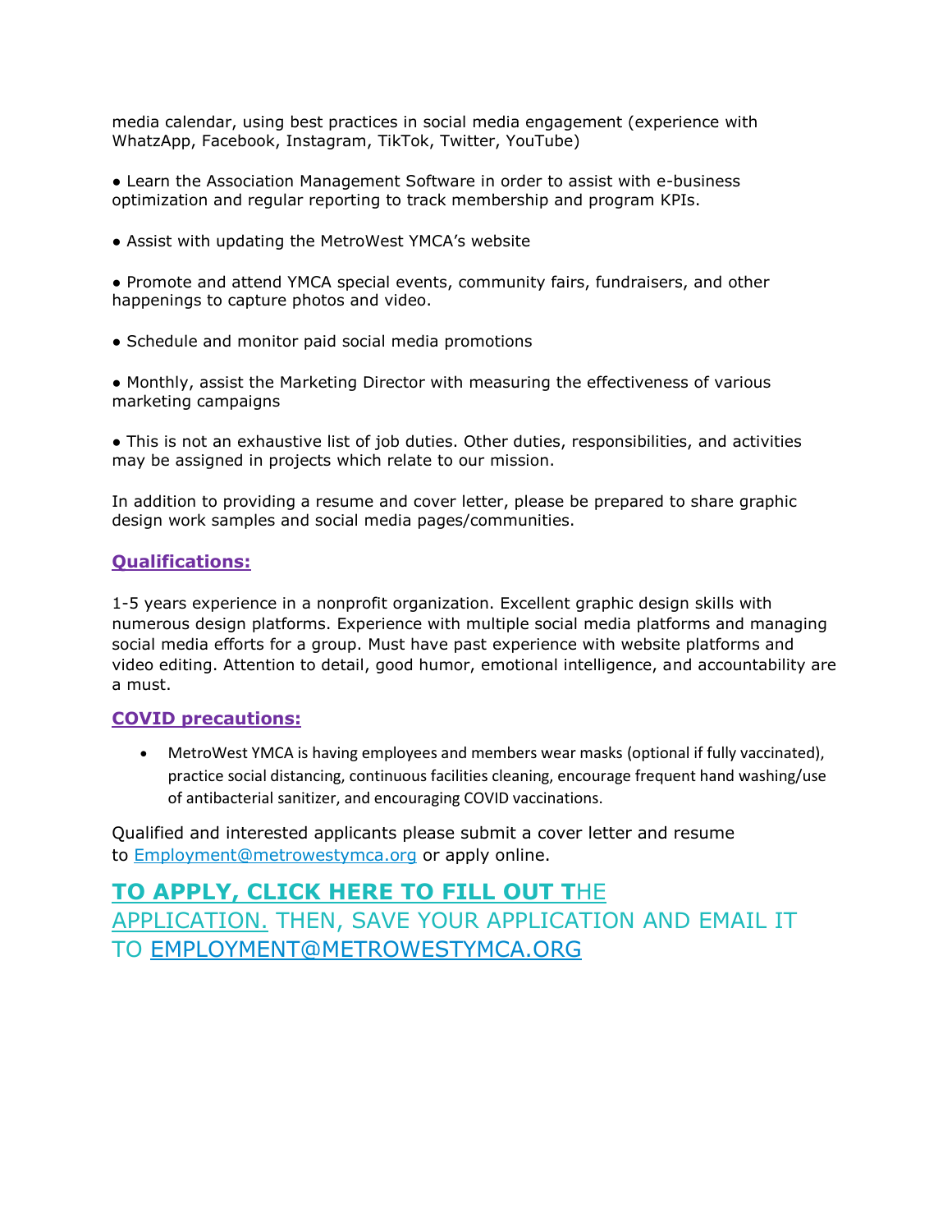media calendar, using best practices in social media engagement (experience with WhatzApp, Facebook, Instagram, TikTok, Twitter, YouTube)

- Learn the Association Management Software in order to assist with e-business optimization and regular reporting to track membership and program KPIs.

- Assist with updating the MetroWest YMCA's website

- Promote and attend YMCA special events, community fairs, fundraisers, and other happenings to capture photos and video.

- Schedule and monitor paid social media promotions

- Monthly, assist the Marketing Director with measuring the effectiveness of various marketing campaigns

- This is not an exhaustive list of job duties. Other duties, responsibilities, and activities may be assigned in projects which relate to our mission.

In addition to providing a resume and cover letter, please be prepared to share graphic design work samples and social media pages/communities.

### Qualifications:

1-5 years experience in a nonprofit organization. Excellent graphic design skills with numerous design platforms. Experience with multiple social media platforms and managing social media efforts for a group. Must have past experience with website platforms and video editing. Attention to detail, good humor, emotional intelligence, and accountability are a must.

### COVID precautions:

- MetroWest YMCA is having employees and members wear masks (optional if fully vaccinated), practice social distancing, continuous facilities cleaning, encourage frequent hand washing/use of antibacterial sanitizer, and encouraging COVID vaccinations.

Qualified and interested applicants please submit a cover letter and resume to Employment@metrowestymca.org or apply online.

## TO APPLY, CLICK HERE TO FILL OUT THE APPLICATION. THEN, SAVE YOUR APPLICATION AND EMAIL IT TO EMPLOYMENT@METROWESTYMCA.ORG